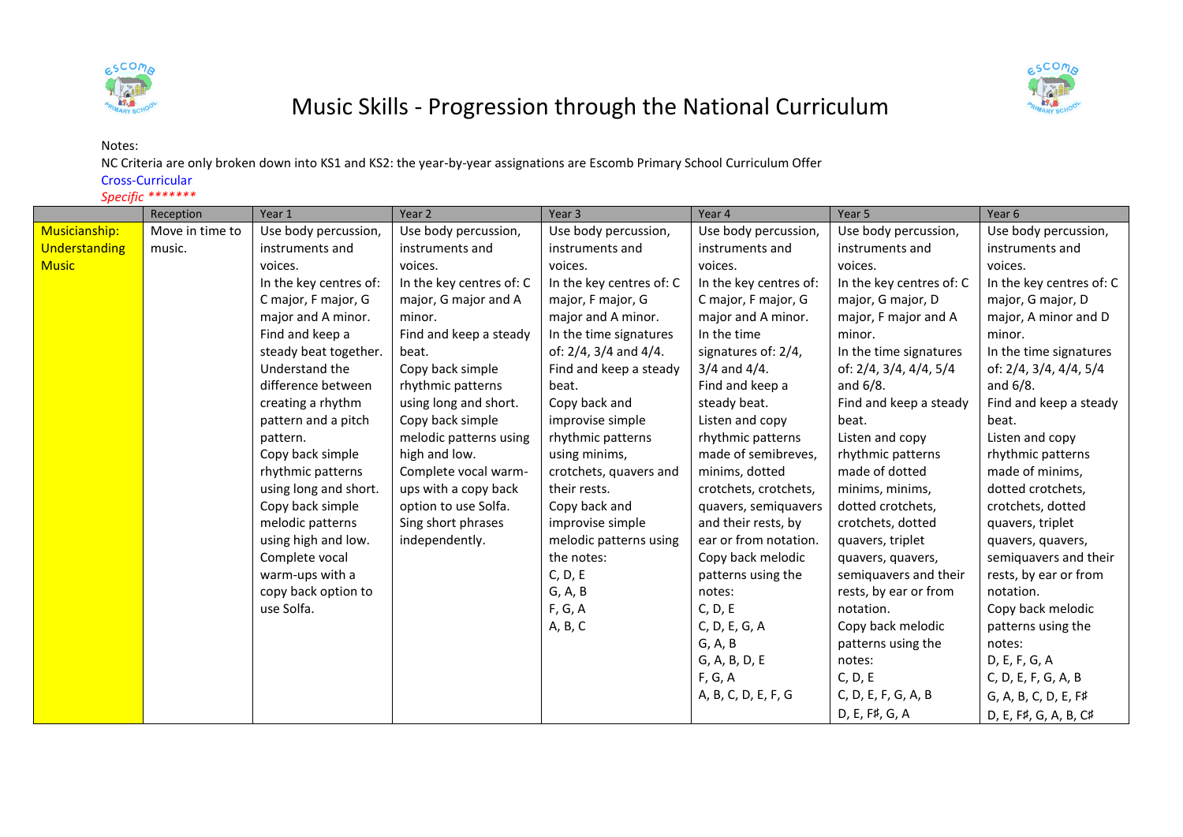# Music Skills - Progression through the National Curriculum

Notes:
NC Criteria are only broken down into KS1 and KS2: the year-by-year assignations are Escomb Primary School Curriculum Offer
Cross-Curricular
*Specific \*\*\*\*\*\*\**

| | Reception | Year 1 | Year 2 | Year 3 | Year 4 | Year 5 | Year 6 |
|---|---|---|---|---|---|---|---|
| Musicianship: Understanding Music | Move in time to music. | Use body percussion, instruments and voices.<br>In the key centres of: C major, F major, G major and A minor.<br>Find and keep a steady beat together.<br>Understand the difference between creating a rhythm pattern and a pitch pattern.<br>Copy back simple rhythmic patterns using long and short.<br>Copy back simple melodic patterns using high and low.<br>Complete vocal warm-ups with a copy back option to use Solfa. | Use body percussion, instruments and voices.<br>In the key centres of: C major, G major and A minor.<br>Find and keep a steady beat.<br>Copy back simple rhythmic patterns using long and short.<br>Copy back simple melodic patterns using high and low.<br>Complete vocal warm-ups with a copy back option to use Solfa.<br>Sing short phrases independently. | Use body percussion, instruments and voices.<br>In the key centres of: C major, F major, G major and A minor.<br>In the time signatures of: 2/4, 3/4 and 4/4.<br>Find and keep a steady beat.<br>Copy back and improvise simple rhythmic patterns using minims, crotchets, quavers and their rests.<br>Copy back and improvise simple melodic patterns using the notes:<br>C, D, E<br>G, A, B<br>F, G, A<br>A, B, C | Use body percussion, instruments and voices.<br>In the key centres of: C major, F major, G major and A minor.<br>In the time signatures of: 2/4, 3/4 and 4/4.<br>Find and keep a steady beat.<br>Listen and copy rhythmic patterns made of semibreves, minims, dotted crotchets, crotchets, quavers, semiquavers and their rests, by ear or from notation.<br>Copy back melodic patterns using the notes:<br>C, D, E<br>C, D, E, G, A<br>G, A, B<br>G, A, B, D, E<br>F, G, A<br>A, B, C, D, E, F, G | Use body percussion, instruments and voices.<br>In the key centres of: C major, G major, D major, F major and A minor.<br>In the time signatures of: 2/4, 3/4, 4/4, 5/4 and 6/8.<br>Find and keep a steady beat.<br>Listen and copy rhythmic patterns made of dotted minims, minims, dotted crotchets, crotchets, dotted quavers, triplet quavers, quavers, semiquavers and their rests, by ear or from notation.<br>Copy back melodic patterns using the notes:<br>C, D, E<br>C, D, E, F, G, A, B<br>D, E, F♯, G, A | Use body percussion, instruments and voices.<br>In the key centres of: C major, G major, D major, A minor and D minor.<br>In the time signatures of: 2/4, 3/4, 4/4, 5/4 and 6/8.<br>Find and keep a steady beat.<br>Listen and copy rhythmic patterns made of minims, dotted crotchets, crotchets, dotted quavers, triplet quavers, quavers, semiquavers and their rests, by ear or from notation.<br>Copy back melodic patterns using the notes:<br>D, E, F, G, A<br>C, D, E, F, G, A, B<br>G, A, B, C, D, E, F♯<br>D, E, F♯, G, A, B, C♯ |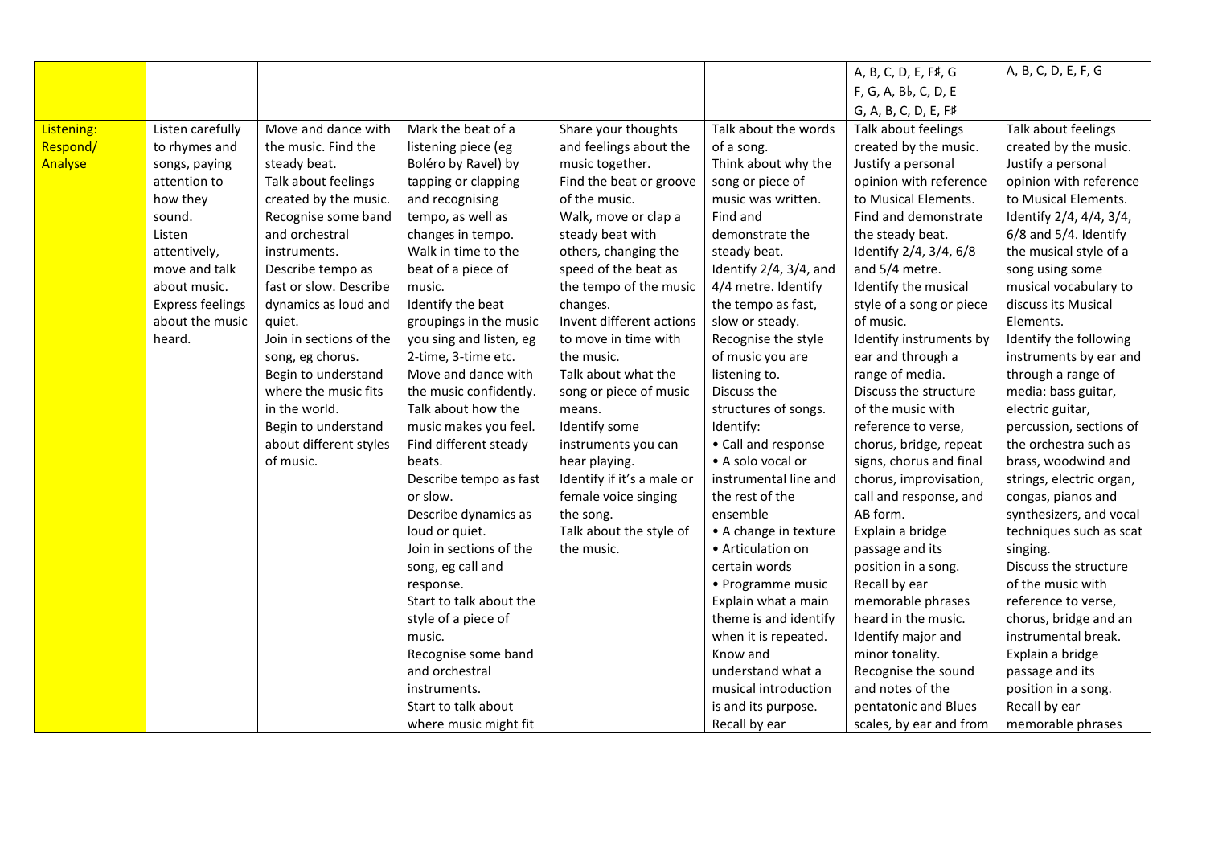| | | | | | | | |
|---|---|---|---|---|---|---|---|
| | | | | | | A, B, C, D, E, F♯, G<br>F, G, A, B♭, C, D, E<br>G, A, B, C, D, E, F♯ | A, B, C, D, E, F, G |
| Listening: Respond/ Analyse | Listen carefully to rhymes and songs, paying attention to how they sound.<br>Listen attentively, move and talk about music.<br>Express feelings about the music heard. | Move and dance with the music. Find the steady beat.<br>Talk about feelings created by the music.<br>Recognise some band and orchestral instruments.<br>Describe tempo as fast or slow. Describe dynamics as loud and quiet.<br>Join in sections of the song, eg chorus.<br>Begin to understand where the music fits in the world.<br>Begin to understand about different styles of music. | Mark the beat of a listening piece (eg Boléro by Ravel) by tapping or clapping and recognising tempo, as well as changes in tempo.<br>Walk in time to the beat of a piece of music.<br>Identify the beat groupings in the music you sing and listen, eg 2-time, 3-time etc.<br>Move and dance with the music confidently.<br>Talk about how the music makes you feel.<br>Find different steady beats.<br>Describe tempo as fast or slow.<br>Describe dynamics as loud or quiet.<br>Join in sections of the song, eg call and response.<br>Start to talk about the style of a piece of music.<br>Recognise some band and orchestral instruments.<br>Start to talk about where music might fit | Share your thoughts and feelings about the music together.<br>Find the beat or groove of the music.<br>Walk, move or clap a steady beat with others, changing the speed of the beat as the tempo of the music changes.<br>Invent different actions to move in time with the music.<br>Talk about what the song or piece of music means.<br>Identify some instruments you can hear playing.<br>Identify if it's a male or female voice singing the song.<br>Talk about the style of the music. | Talk about the words of a song.<br>Think about why the song or piece of music was written.<br>Find and demonstrate the steady beat.<br>Identify 2/4, 3/4, and 4/4 metre. Identify the tempo as fast, slow or steady.<br>Recognise the style of music you are listening to.<br>Discuss the structures of songs.<br>Identify:<br>• Call and response<br>• A solo vocal or instrumental line and the rest of the ensemble<br>• A change in texture<br>• Articulation on certain words<br>• Programme music<br>Explain what a main theme is and identify when it is repeated.<br>Know and understand what a musical introduction is and its purpose.<br>Recall by ear | Talk about feelings created by the music.<br>Justify a personal opinion with reference to Musical Elements.<br>Find and demonstrate the steady beat.<br>Identify 2/4, 3/4, 6/8 and 5/4 metre.<br>Identify the musical style of a song or piece of music.<br>Identify instruments by ear and through a range of media.<br>Discuss the structure of the music with reference to verse, chorus, bridge, repeat signs, chorus and final chorus, improvisation, call and response, and AB form.<br>Explain a bridge passage and its position in a song.<br>Recall by ear memorable phrases heard in the music.<br>Identify major and minor tonality.<br>Recognise the sound and notes of the pentatonic and Blues scales, by ear and from | Talk about feelings created by the music.<br>Justify a personal opinion with reference to Musical Elements.<br>Identify 2/4, 4/4, 3/4, 6/8 and 5/4. Identify the musical style of a song using some musical vocabulary to discuss its Musical Elements.<br>Identify the following instruments by ear and through a range of media: bass guitar, electric guitar, percussion, sections of the orchestra such as brass, woodwind and strings, electric organ, congas, pianos and synthesizers, and vocal techniques such as scat singing.<br>Discuss the structure of the music with reference to verse, chorus, bridge and an instrumental break.<br>Explain a bridge passage and its position in a song.<br>Recall by ear memorable phrases |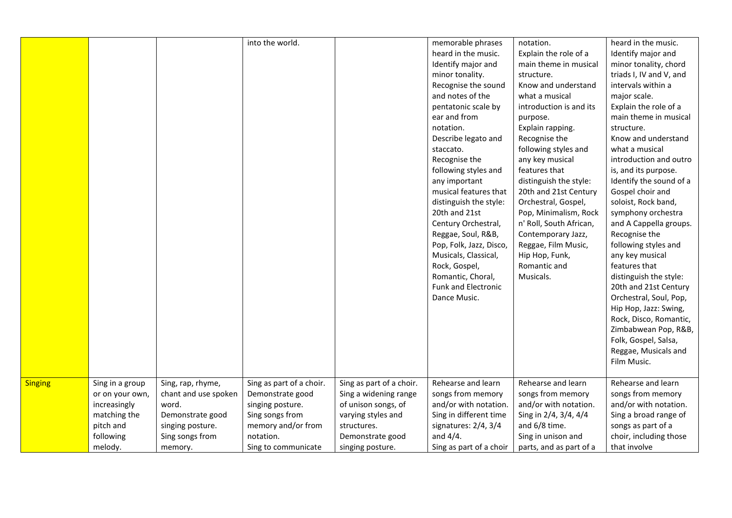| | | | | | | | |
|---|---|---|---|---|---|---|---|
| | | | into the world. | | memorable phrases heard in the music. Identify major and minor tonality. Recognise the sound and notes of the pentatonic scale by ear and from notation. Describe legato and staccato. Recognise the following styles and any important musical features that distinguish the style: 20th and 21st Century Orchestral, Reggae, Soul, R&B, Pop, Folk, Jazz, Disco, Musicals, Classical, Rock, Gospel, Romantic, Choral, Funk and Electronic Dance Music. | notation. Explain the role of a main theme in musical structure. Know and understand what a musical introduction is and its purpose. Explain rapping. Recognise the following styles and any key musical features that distinguish the style: 20th and 21st Century Orchestral, Gospel, Pop, Minimalism, Rock n' Roll, South African, Contemporary Jazz, Reggae, Film Music, Hip Hop, Funk, Romantic and Musicals. | heard in the music. Identify major and minor tonality, chord triads I, IV and V, and intervals within a major scale. Explain the role of a main theme in musical structure. Know and understand what a musical introduction and outro is, and its purpose. Identify the sound of a Gospel choir and soloist, Rock band, symphony orchestra and A Cappella groups. Recognise the following styles and any key musical features that distinguish the style: 20th and 21st Century Orchestral, Soul, Pop, Hip Hop, Jazz: Swing, Rock, Disco, Romantic, Zimbabwean Pop, R&B, Folk, Gospel, Salsa, Reggae, Musicals and Film Music. |
| Singing | Sing in a group or on your own, increasingly matching the pitch and following melody. | Sing, rap, rhyme, chant and use spoken word. Demonstrate good singing posture. Sing songs from memory. | Sing as part of a choir. Demonstrate good singing posture. Sing songs from memory and/or from notation. Sing to communicate | Sing as part of a choir. Sing a widening range of unison songs, of varying styles and structures. Demonstrate good singing posture. | Rehearse and learn songs from memory and/or with notation. Sing in different time signatures: 2/4, 3/4 and 4/4. Sing as part of a choir | Rehearse and learn songs from memory and/or with notation. Sing in 2/4, 3/4, 4/4 and 6/8 time. Sing in unison and parts, and as part of a | Rehearse and learn songs from memory and/or with notation. Sing a broad range of songs as part of a choir, including those that involve |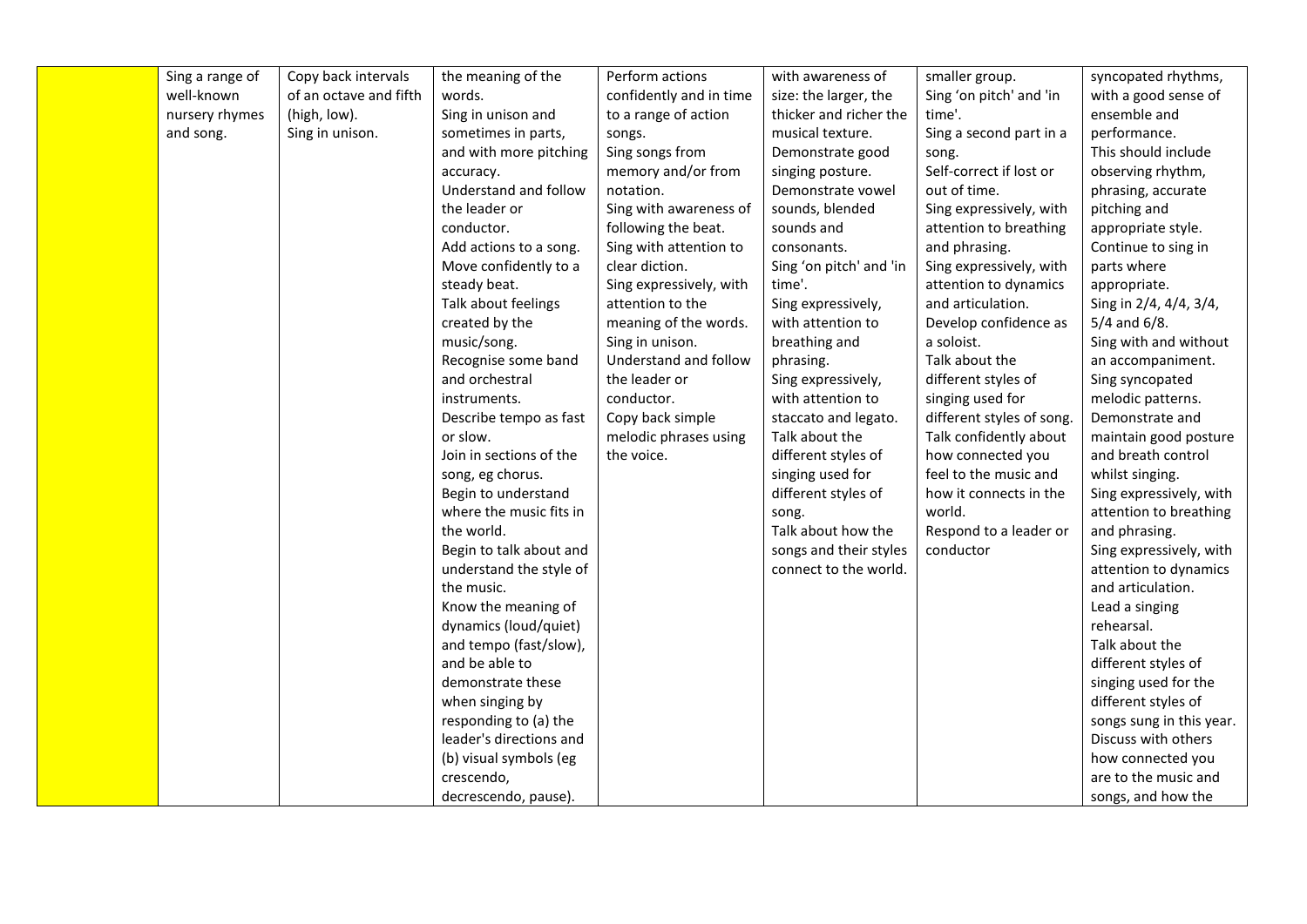|  | Sing a range of well-known nursery rhymes and song. | Copy back intervals of an octave and fifth (high, low).<br>Sing in unison. | the meaning of the words.<br>Sing in unison and sometimes in parts, and with more pitching accuracy.<br>Understand and follow the leader or conductor.<br>Add actions to a song.<br>Move confidently to a steady beat.<br>Talk about feelings created by the music/song.<br>Recognise some band and orchestral instruments.<br>Describe tempo as fast or slow.<br>Join in sections of the song, eg chorus.<br>Begin to understand where the music fits in the world.<br>Begin to talk about and understand the style of the music.<br>Know the meaning of dynamics (loud/quiet) and tempo (fast/slow), and be able to demonstrate these when singing by responding to (a) the leader's directions and (b) visual symbols (eg crescendo, decrescendo, pause). | Perform actions confidently and in time to a range of action songs.<br>Sing songs from memory and/or from notation.<br>Sing with awareness of following the beat.<br>Sing with attention to clear diction.<br>Sing expressively, with attention to the meaning of the words.<br>Sing in unison.<br>Understand and follow the leader or conductor.<br>Copy back simple melodic phrases using the voice. | with awareness of size: the larger, the thicker and richer the musical texture.<br>Demonstrate good singing posture.<br>Demonstrate vowel sounds, blended sounds and consonants.<br>Sing 'on pitch' and 'in time'.<br>Sing expressively, with attention to breathing and phrasing.<br>Sing expressively, with attention to staccato and legato.<br>Talk about the different styles of singing used for different styles of song.<br>Talk about how the songs and their styles connect to the world. | smaller group.<br>Sing 'on pitch' and 'in time'.<br>Sing a second part in a song.<br>Self-correct if lost or out of time.<br>Sing expressively, with attention to breathing and phrasing.<br>Sing expressively, with attention to dynamics and articulation.<br>Develop confidence as a soloist.<br>Talk about the different styles of singing used for different styles of song.<br>Talk confidently about how connected you feel to the music and how it connects in the world.<br>Respond to a leader or conductor | syncopated rhythms, with a good sense of ensemble and performance.<br>This should include observing rhythm, phrasing, accurate pitching and appropriate style.<br>Continue to sing in parts where appropriate.<br>Sing in 2/4, 4/4, 3/4, 5/4 and 6/8.<br>Sing with and without an accompaniment.<br>Sing syncopated melodic patterns.<br>Demonstrate and maintain good posture and breath control whilst singing.<br>Sing expressively, with attention to breathing and phrasing.<br>Sing expressively, with attention to dynamics and articulation.<br>Lead a singing rehearsal.<br>Talk about the different styles of singing used for the different styles of songs sung in this year.<br>Discuss with others how connected you are to the music and songs, and how the |
|---|---|---|---|---|---|---|---|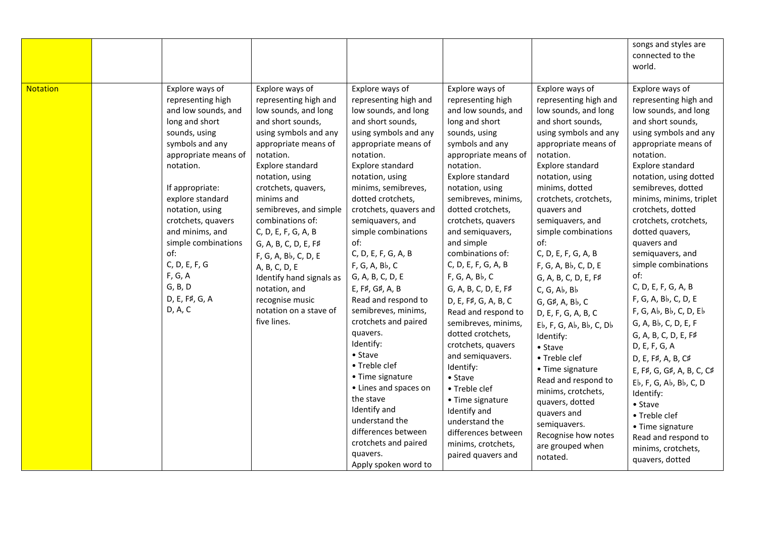| | | | | | | | |
|---|---|---|---|---|---|---|---|
| | | | | | | | songs and styles are connected to the world. |
| Notation | | Explore ways of representing high and low sounds, and long and short sounds, using symbols and any appropriate means of notation.<br><br>If appropriate: explore standard notation, using crotchets, quavers and minims, and simple combinations of:<br>C, D, E, F, G<br>F, G, A<br>G, B, D<br>D, E, F♯, G, A<br>D, A, C | Explore ways of representing high and low sounds, and long and short sounds, using symbols and any appropriate means of notation.<br>Explore standard notation, using crotchets, quavers, minims and semibreves, and simple combinations of:<br>C, D, E, F, G, A, B<br>G, A, B, C, D, E, F♯<br>F, G, A, B♭, C, D, E<br>A, B, C, D, E<br>Identify hand signals as notation, and recognise music notation on a stave of five lines. | Explore ways of representing high and low sounds, and long and short sounds, using symbols and any appropriate means of notation.<br>Explore standard notation, using minims, semibreves, dotted crotchets, crotchets, quavers and semiquavers, and simple combinations of:<br>C, D, E, F, G, A, B<br>F, G, A, B♭, C<br>G, A, B, C, D, E<br>E, F♯, G♯, A, B<br>Read and respond to semibreves, minims, crotchets and paired quavers.<br>Identify:<br>• Stave<br>• Treble clef<br>• Time signature<br>• Lines and spaces on the stave<br>Identify and understand the differences between crotchets and paired quavers.<br>Apply spoken word to | Explore ways of representing high and low sounds, and long and short sounds, using symbols and any appropriate means of notation.<br>Explore standard notation, using semibreves, minims, dotted crotchets, crotchets, quavers and semiquavers, and simple combinations of:<br>C, D, E, F, G, A, B<br>F, G, A, B♭, C<br>G, A, B, C, D, E, F♯<br>D, E, F♯, G, A, B, C<br>Read and respond to semibreves, minims, dotted crotchets, crotchets, quavers and semiquavers.<br>Identify:<br>• Stave<br>• Treble clef<br>• Time signature<br>Identify and understand the differences between minims, crotchets, paired quavers and | Explore ways of representing high and low sounds, and long and short sounds, using symbols and any appropriate means of notation.<br>Explore standard notation, using minims, dotted crotchets, crotchets, quavers and semiquavers, and simple combinations of:<br>C, D, E, F, G, A, B<br>F, G, A, B♭, C, D, E<br>G, A, B, C, D, E, F♯<br>C, G, A♭, B♭<br>G, G♯, A, B♭, C<br>D, E, F, G, A, B, C<br>E♭, F, G, A♭, B♭, C, D♭<br>Identify:<br>• Stave<br>• Treble clef<br>• Time signature<br>Read and respond to minims, crotchets, quavers, dotted quavers and semiquavers.<br>Recognise how notes are grouped when notated. | Explore ways of representing high and low sounds, and long and short sounds, using symbols and any appropriate means of notation.<br>Explore standard notation, using dotted semibreves, dotted minims, minims, triplet crotchets, dotted crotchets, crotchets, dotted quavers, quavers and semiquavers, and simple combinations of:<br>C, D, E, F, G, A, B<br>F, G, A, B♭, C, D, E<br>F, G, A♭, B♭, C, D, E♭<br>G, A, B♭, C, D, E, F<br>G, A, B, C, D, E, F♯<br>D, E, F, G, A<br>D, E, F♯, A, B, C♯<br>E, F♯, G, G♯, A, B, C, C♯<br>E♭, F, G, A♭, B♭, C, D<br>Identify:<br>• Stave<br>• Treble clef<br>• Time signature<br>Read and respond to minims, crotchets, quavers, dotted |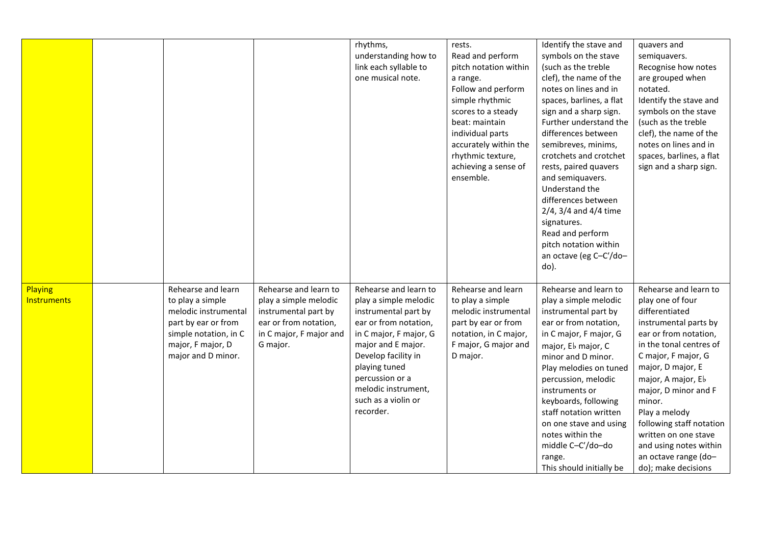| | | | | | | | |
|---|---|---|---|---|---|---|---|
| | | | | rhythms, understanding how to link each syllable to one musical note. | rests.<br>Read and perform pitch notation within a range.<br>Follow and perform simple rhythmic scores to a steady beat: maintain individual parts accurately within the rhythmic texture, achieving a sense of ensemble. | Identify the stave and symbols on the stave (such as the treble clef), the name of the notes on lines and in spaces, barlines, a flat sign and a sharp sign.<br>Further understand the differences between semibreves, minims, crotchets and crotchet rests, paired quavers and semiquavers.<br>Understand the differences between 2/4, 3/4 and 4/4 time signatures.<br>Read and perform pitch notation within an octave (eg C–C′/do–do). | quavers and semiquavers.<br>Recognise how notes are grouped when notated.<br>Identify the stave and symbols on the stave (such as the treble clef), the name of the notes on lines and in spaces, barlines, a flat sign and a sharp sign. |
| Playing Instruments | | Rehearse and learn to play a simple melodic instrumental part by ear or from simple notation, in C major, F major, D major and D minor. | Rehearse and learn to play a simple melodic instrumental part by ear or from notation, in C major, F major and G major. | Rehearse and learn to play a simple melodic instrumental part by ear or from notation, in C major, F major, G major and E major.<br>Develop facility in playing tuned percussion or a melodic instrument, such as a violin or recorder. | Rehearse and learn to play a simple melodic instrumental part by ear or from notation, in C major, F major, G major and D major. | Rehearse and learn to play a simple melodic instrumental part by ear or from notation, in C major, F major, G major, E♭ major, C minor and D minor.<br>Play melodies on tuned percussion, melodic instruments or keyboards, following staff notation written on one stave and using notes within the middle C–C′/do–do range.<br>This should initially be | Rehearse and learn to play one of four differentiated instrumental parts by ear or from notation, in the tonal centres of C major, F major, G major, D major, E major, A major, E♭ major, D minor and F minor.<br>Play a melody following staff notation written on one stave and using notes within an octave range (do–do); make decisions |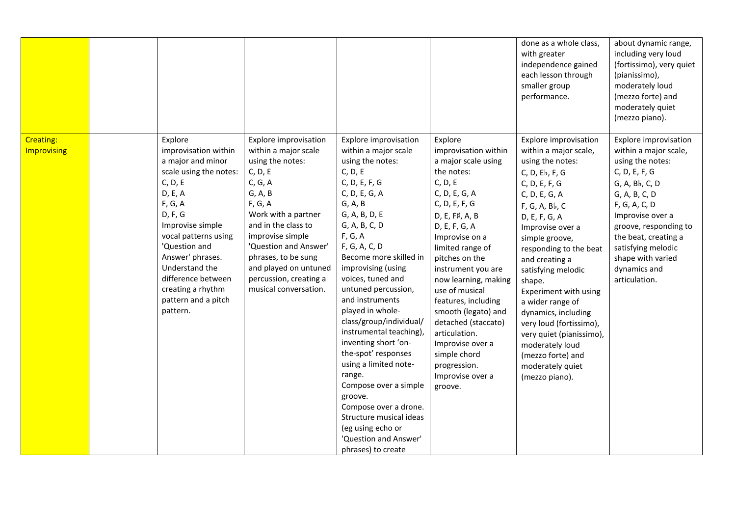| | | | | | | | |
|---|---|---|---|---|---|---|---|
| | | | | | | done as a whole class, with greater independence gained each lesson through smaller group performance. | about dynamic range, including very loud (fortissimo), very quiet (pianissimo), moderately loud (mezzo forte) and moderately quiet (mezzo piano). |
| Creating: Improvising | | Explore improvisation within a major and minor scale using the notes:<br>C, D, E<br>D, E, A<br>F, G, A<br>D, F, G<br>Improvise simple vocal patterns using 'Question and Answer' phrases.<br>Understand the difference between creating a rhythm pattern and a pitch pattern. | Explore improvisation within a major scale using the notes:<br>C, D, E<br>C, G, A<br>G, A, B<br>F, G, A<br>Work with a partner and in the class to improvise simple 'Question and Answer' phrases, to be sung and played on untuned percussion, creating a musical conversation. | Explore improvisation within a major scale using the notes:<br>C, D, E<br>C, D, E, F, G<br>C, D, E, G, A<br>G, A, B<br>G, A, B, D, E<br>G, A, B, C, D<br>F, G, A<br>F, G, A, C, D<br>Become more skilled in improvising (using voices, tuned and untuned percussion, and instruments played in whole-class/group/individual/ instrumental teaching), inventing short 'on-the-spot' responses using a limited note-range.<br>Compose over a simple groove.<br>Compose over a drone.<br>Structure musical ideas (eg using echo or 'Question and Answer' phrases) to create | Explore improvisation within a major scale using the notes:<br>C, D, E<br>C, D, E, G, A<br>C, D, E, F, G<br>D, E, F♯, A, B<br>D, E, F, G, A<br>Improvise on a limited range of pitches on the instrument you are now learning, making use of musical features, including smooth (legato) and detached (staccato) articulation.<br>Improvise over a simple chord progression.<br>Improvise over a groove. | Explore improvisation within a major scale, using the notes:<br>C, D, E♭, F, G<br>C, D, E, F, G<br>C, D, E, G, A<br>F, G, A, B♭, C<br>D, E, F, G, A<br>Improvise over a simple groove, responding to the beat and creating a satisfying melodic shape.<br>Experiment with using a wider range of dynamics, including very loud (fortissimo), very quiet (pianissimo), moderately loud (mezzo forte) and moderately quiet (mezzo piano). | Explore improvisation within a major scale, using the notes:<br>C, D, E, F, G<br>G, A, B♭, C, D<br>G, A, B, C, D<br>F, G, A, C, D<br>Improvise over a groove, responding to the beat, creating a satisfying melodic shape with varied dynamics and articulation. |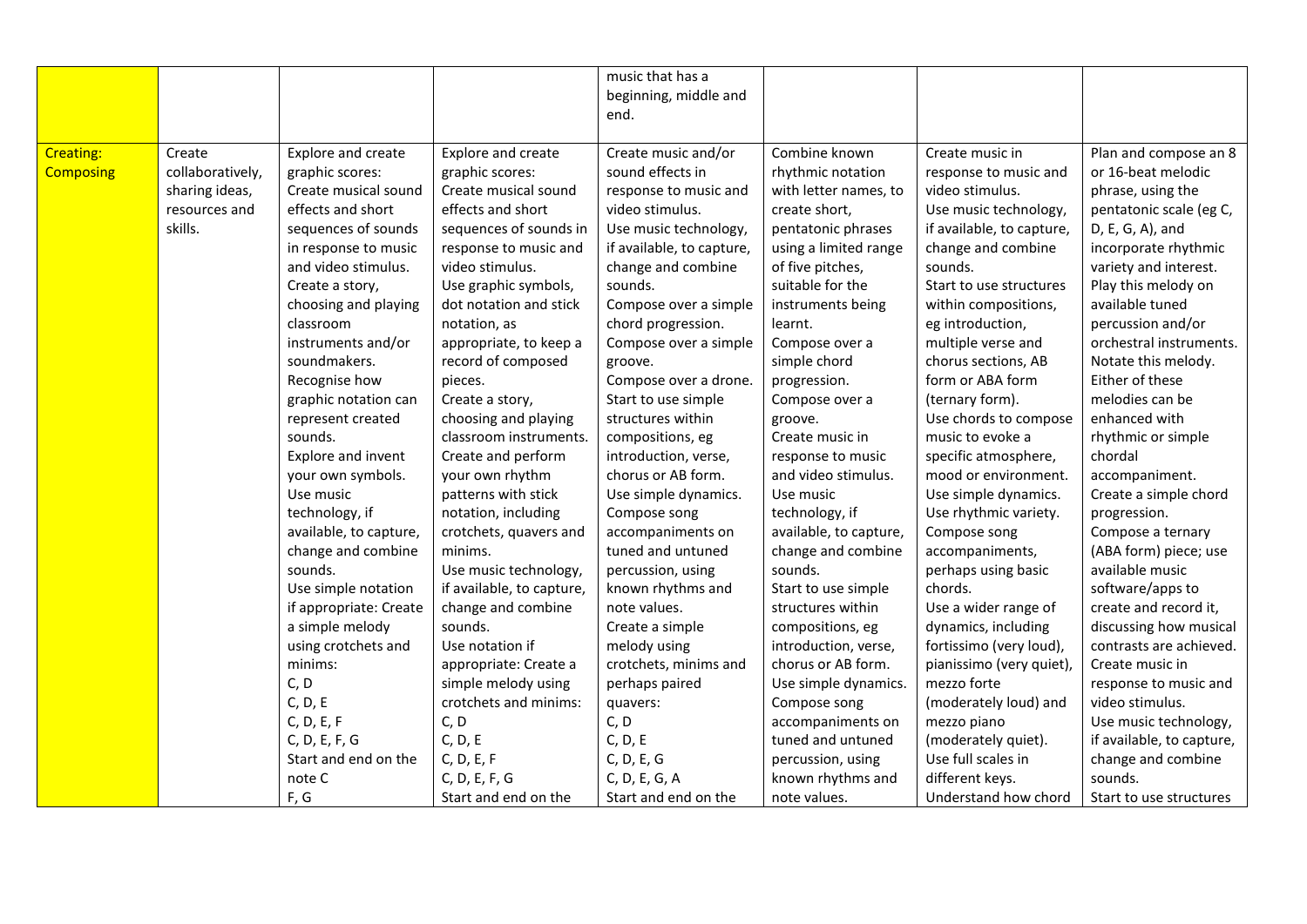| | | | | | | | |
|---|---|---|---|---|---|---|---|
| | | | | music that has a beginning, middle and end. | | | |
| Creating: Composing | Create collaboratively, sharing ideas, resources and skills. | Explore and create graphic scores: Create musical sound effects and short sequences of sounds in response to music and video stimulus. Create a story, choosing and playing classroom instruments and/or soundmakers. Recognise how graphic notation can represent created sounds. Explore and invent your own symbols. Use music technology, if available, to capture, change and combine sounds. Use simple notation if appropriate: Create a simple melody using crotchets and minims: C, D C, D, E C, D, E, F C, D, E, F, G Start and end on the note C F, G | Explore and create graphic scores: Create musical sound effects and short sequences of sounds in response to music and video stimulus. Use graphic symbols, dot notation and stick notation, as appropriate, to keep a record of composed pieces. Create a story, choosing and playing classroom instruments. Create and perform your own rhythm patterns with stick notation, including crotchets, quavers and minims. Use music technology, if available, to capture, change and combine sounds. Use notation if appropriate: Create a simple melody using crotchets and minims: C, D C, D, E C, D, E, F C, D, E, F, G Start and end on the | Create music and/or sound effects in response to music and video stimulus. Use music technology, if available, to capture, change and combine sounds. Compose over a simple chord progression. Compose over a simple groove. Compose over a drone. Start to use simple structures within compositions, eg introduction, verse, chorus or AB form. Use simple dynamics. Compose song accompaniments on tuned and untuned percussion, using known rhythms and note values. Create a simple melody using crotchets, minims and perhaps paired quavers: C, D C, D, E C, D, E, G C, D, E, G, A Start and end on the | Combine known rhythmic notation with letter names, to create short, pentatonic phrases using a limited range of five pitches, suitable for the instruments being learnt. Compose over a simple chord progression. Compose over a simple groove. Create music in response to music and video stimulus. Use music technology, if available, to capture, change and combine sounds. Start to use simple structures within compositions, eg introduction, verse, chorus or AB form. Use simple dynamics. Compose song accompaniments on tuned and untuned percussion, using known rhythms and note values. | Create music in response to music and video stimulus. Use music technology, if available, to capture, change and combine sounds. Start to use structures within compositions, eg introduction, multiple verse and chorus sections, AB form or ABA form (ternary form). Use chords to compose music to evoke a specific atmosphere, mood or environment. Use simple dynamics. Use rhythmic variety. Compose song accompaniments, perhaps using basic chords. Use a wider range of dynamics, including fortissimo (very loud), pianissimo (very quiet), mezzo forte (moderately loud) and mezzo piano (moderately quiet). Use full scales in different keys. Understand how chord | Plan and compose an 8 or 16-beat melodic phrase, using the pentatonic scale (eg C, D, E, G, A), and incorporate rhythmic variety and interest. Play this melody on available tuned percussion and/or orchestral instruments. Notate this melody. Either of these melodies can be enhanced with rhythmic or simple chordal accompaniment. Create a simple chord progression. Compose a ternary (ABA form) piece; use available music software/apps to create and record it, discussing how musical contrasts are achieved. Create music in response to music and video stimulus. Use music technology, if available, to capture, change and combine sounds. Start to use structures |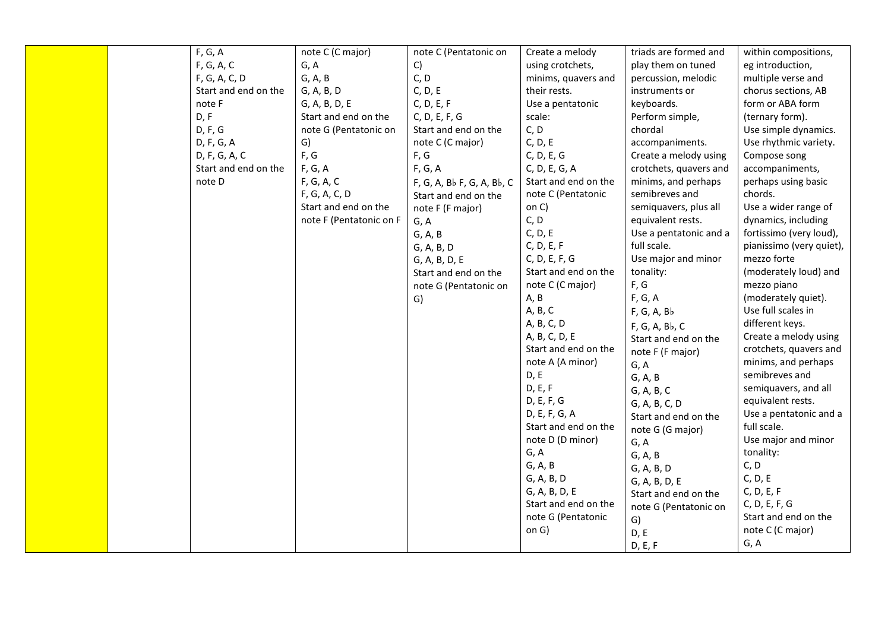| | | | | | | | |
|---|---|---|---|---|---|---|---|
| | | F, G, A<br>F, G, A, C<br>F, G, A, C, D<br>Start and end on the note F<br>D, F<br>D, F, G<br>D, F, G, A<br>D, F, G, A, C<br>Start and end on the note D | note C (C major)<br>G, A<br>G, A, B<br>G, A, B, D<br>G, A, B, D, E<br>Start and end on the note G (Pentatonic on G)<br>F, G<br>F, G, A<br>F, G, A, C<br>F, G, A, C, D<br>Start and end on the note F (Pentatonic on F | note C (Pentatonic on C)<br>C, D<br>C, D, E<br>C, D, E, F<br>C, D, E, F, G<br>Start and end on the note C (C major)<br>F, G<br>F, G, A<br>F, G, A, B♭ F, G, A, B♭, C<br>Start and end on the note F (F major)<br>G, A<br>G, A, B<br>G, A, B, D<br>G, A, B, D, E<br>Start and end on the note G (Pentatonic on G) | Create a melody using crotchets, minims, quavers and their rests.<br>Use a pentatonic scale:<br>C, D<br>C, D, E<br>C, D, E, G<br>C, D, E, G, A<br>Start and end on the note C (Pentatonic on C)<br>C, D<br>C, D, E<br>C, D, E, F<br>C, D, E, F, G<br>Start and end on the note C (C major)<br>A, B<br>A, B, C<br>A, B, C, D<br>A, B, C, D, E<br>Start and end on the note A (A minor)<br>D, E<br>D, E, F<br>D, E, F, G<br>D, E, F, G, A<br>Start and end on the note D (D minor)<br>G, A<br>G, A, B<br>G, A, B, D<br>G, A, B, D, E<br>Start and end on the note G (Pentatonic on G) | triads are formed and play them on tuned percussion, melodic instruments or keyboards.<br>Perform simple, chordal accompaniments.<br>Create a melody using crotchets, quavers and minims, and perhaps semibreves and semiquavers, plus all equivalent rests.<br>Use a pentatonic and a full scale.<br>Use major and minor tonality:<br>F, G<br>F, G, A<br>F, G, A, B♭<br>F, G, A, B♭, C<br>Start and end on the note F (F major)<br>G, A<br>G, A, B<br>G, A, B, C<br>G, A, B, C, D<br>Start and end on the note G (G major)<br>G, A<br>G, A, B<br>G, A, B, D<br>G, A, B, D, E<br>Start and end on the note G (Pentatonic on G)<br>D, E<br>D, E, F | within compositions, eg introduction, multiple verse and chorus sections, AB form or ABA form (ternary form).<br>Use simple dynamics.<br>Use rhythmic variety.<br>Compose song accompaniments, perhaps using basic chords.<br>Use a wider range of dynamics, including fortissimo (very loud), pianissimo (very quiet), mezzo forte (moderately loud) and mezzo piano (moderately quiet).<br>Use full scales in different keys.<br>Create a melody using crotchets, quavers and minims, and perhaps semibreves and semiquavers, and all equivalent rests.<br>Use a pentatonic and a full scale.<br>Use major and minor tonality:<br>C, D<br>C, D, E<br>C, D, E, F<br>C, D, E, F, G<br>Start and end on the note C (C major)<br>G, A |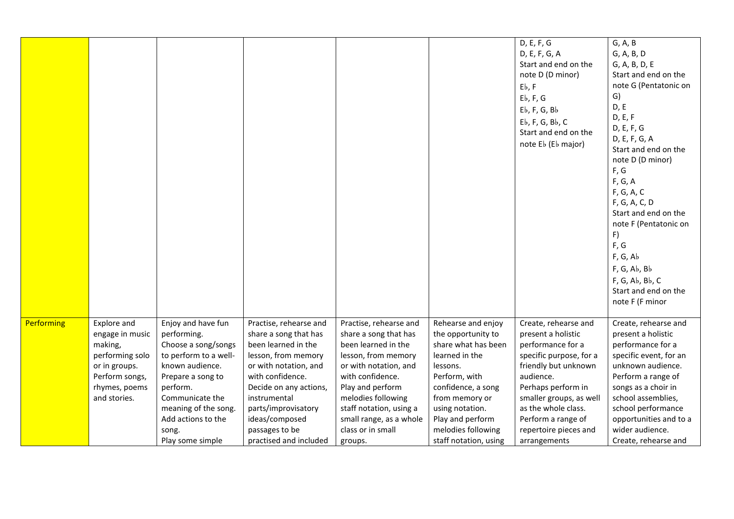|  |  |  |  |  |  |  |  |
|---|---|---|---|---|---|---|---|
|  |  |  |  |  |  | D, E, F, G<br>D, E, F, G, A<br>Start and end on the note D (D minor)<br>E♭, F<br>E♭, F, G<br>E♭, F, G, B♭<br>E♭, F, G, B♭, C<br>Start and end on the note E♭ (E♭ major) | G, A, B<br>G, A, B, D<br>G, A, B, D, E<br>Start and end on the note G (Pentatonic on G)<br>D, E<br>D, E, F<br>D, E, F, G<br>D, E, F, G, A<br>Start and end on the note D (D minor)<br>F, G<br>F, G, A<br>F, G, A, C<br>F, G, A, C, D<br>Start and end on the note F (Pentatonic on F)<br>F, G<br>F, G, A♭<br>F, G, A♭, B♭<br>F, G, A♭, B♭, C<br>Start and end on the note F (F minor |
| Performing | Explore and engage in music making, performing solo or in groups.<br>Perform songs, rhymes, poems and stories. | Enjoy and have fun performing.<br>Choose a song/songs to perform to a well-known audience.<br>Prepare a song to perform.<br>Communicate the meaning of the song.<br>Add actions to the song.<br>Play some simple | Practise, rehearse and share a song that has been learned in the lesson, from memory or with notation, and with confidence.<br>Decide on any actions, instrumental parts/improvisatory ideas/composed passages to be practised and included | Practise, rehearse and share a song that has been learned in the lesson, from memory or with notation, and with confidence.<br>Play and perform melodies following staff notation, using a small range, as a whole class or in small groups. | Rehearse and enjoy the opportunity to share what has been learned in the lessons.<br>Perform, with confidence, a song from memory or using notation.<br>Play and perform melodies following staff notation, using | Create, rehearse and present a holistic performance for a specific purpose, for a friendly but unknown audience.<br>Perhaps perform in smaller groups, as well as the whole class.<br>Perform a range of repertoire pieces and arrangements | Create, rehearse and present a holistic performance for a specific event, for an unknown audience.<br>Perform a range of songs as a choir in school assemblies, school performance opportunities and to a wider audience.<br>Create, rehearse and |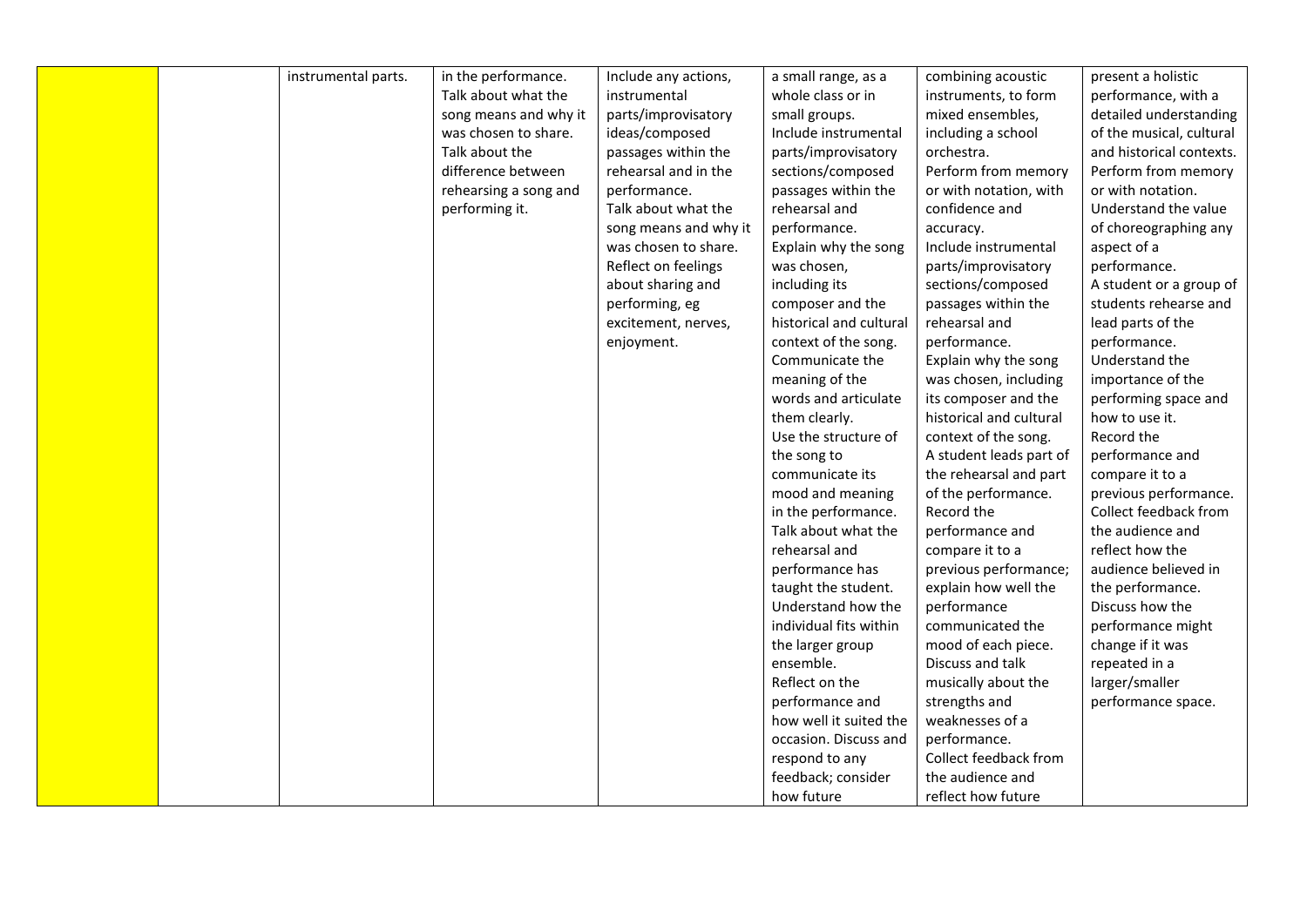|  |  |  |  |  |  |  |  |
|---|---|---|---|---|---|---|---|
|  |  | instrumental parts. | in the performance. Talk about what the song means and why it was chosen to share. Talk about the difference between rehearsing a song and performing it. | Include any actions, instrumental parts/improvisatory ideas/composed passages within the rehearsal and in the performance. Talk about what the song means and why it was chosen to share. Reflect on feelings about sharing and performing, eg excitement, nerves, enjoyment. | a small range, as a whole class or in small groups. Include instrumental parts/improvisatory sections/composed passages within the rehearsal and performance. Explain why the song was chosen, including its composer and the historical and cultural context of the song. Communicate the meaning of the words and articulate them clearly. Use the structure of the song to communicate its mood and meaning in the performance. Talk about what the rehearsal and performance has taught the student. Understand how the individual fits within the larger group ensemble. Reflect on the performance and how well it suited the occasion. Discuss and respond to any feedback; consider how future | combining acoustic instruments, to form mixed ensembles, including a school orchestra. Perform from memory or with notation, with confidence and accuracy. Include instrumental parts/improvisatory sections/composed passages within the rehearsal and performance. Explain why the song was chosen, including its composer and the historical and cultural context of the song. A student leads part of the rehearsal and part of the performance. Record the performance and compare it to a previous performance; explain how well the performance communicated the mood of each piece. Discuss and talk musically about the strengths and weaknesses of a performance. Collect feedback from the audience and reflect how future | present a holistic performance, with a detailed understanding of the musical, cultural and historical contexts. Perform from memory or with notation. Understand the value of choreographing any aspect of a performance. A student or a group of students rehearse and lead parts of the performance. Understand the importance of the performing space and how to use it. Record the performance and compare it to a previous performance. Collect feedback from the audience and reflect how the audience believed in the performance. Discuss how the performance might change if it was repeated in a larger/smaller performance space. |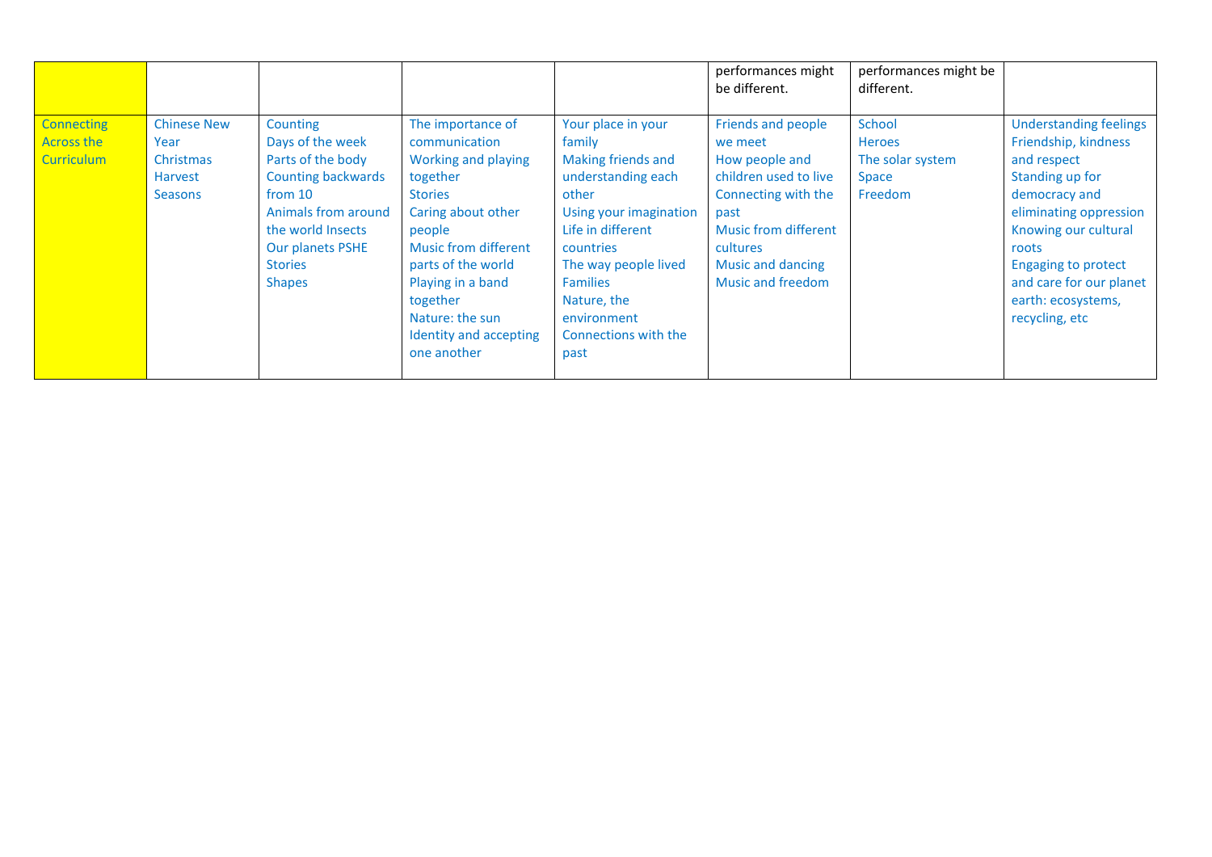| | | | | | | | |
|---|---|---|---|---|---|---|---|
| | | | | | performances might be different. | performances might be different. | |
| Connecting Across the Curriculum | Chinese New Year<br>Christmas<br>Harvest<br>Seasons | Counting<br>Days of the week<br>Parts of the body<br>Counting backwards from 10<br>Animals from around the world Insects<br>Our planets PSHE<br>Stories<br>Shapes | The importance of communication<br>Working and playing together<br>Stories<br>Caring about other people<br>Music from different parts of the world<br>Playing in a band together<br>Nature: the sun<br>Identity and accepting one another | Your place in your family<br>Making friends and understanding each other<br>Using your imagination<br>Life in different countries<br>The way people lived<br>Families<br>Nature, the environment<br>Connections with the past | Friends and people we meet<br>How people and children used to live<br>Connecting with the past<br>Music from different cultures<br>Music and dancing<br>Music and freedom | School<br>Heroes<br>The solar system<br>Space<br>Freedom | Understanding feelings<br>Friendship, kindness and respect<br>Standing up for democracy and eliminating oppression<br>Knowing our cultural roots<br>Engaging to protect and care for our planet earth: ecosystems, recycling, etc |